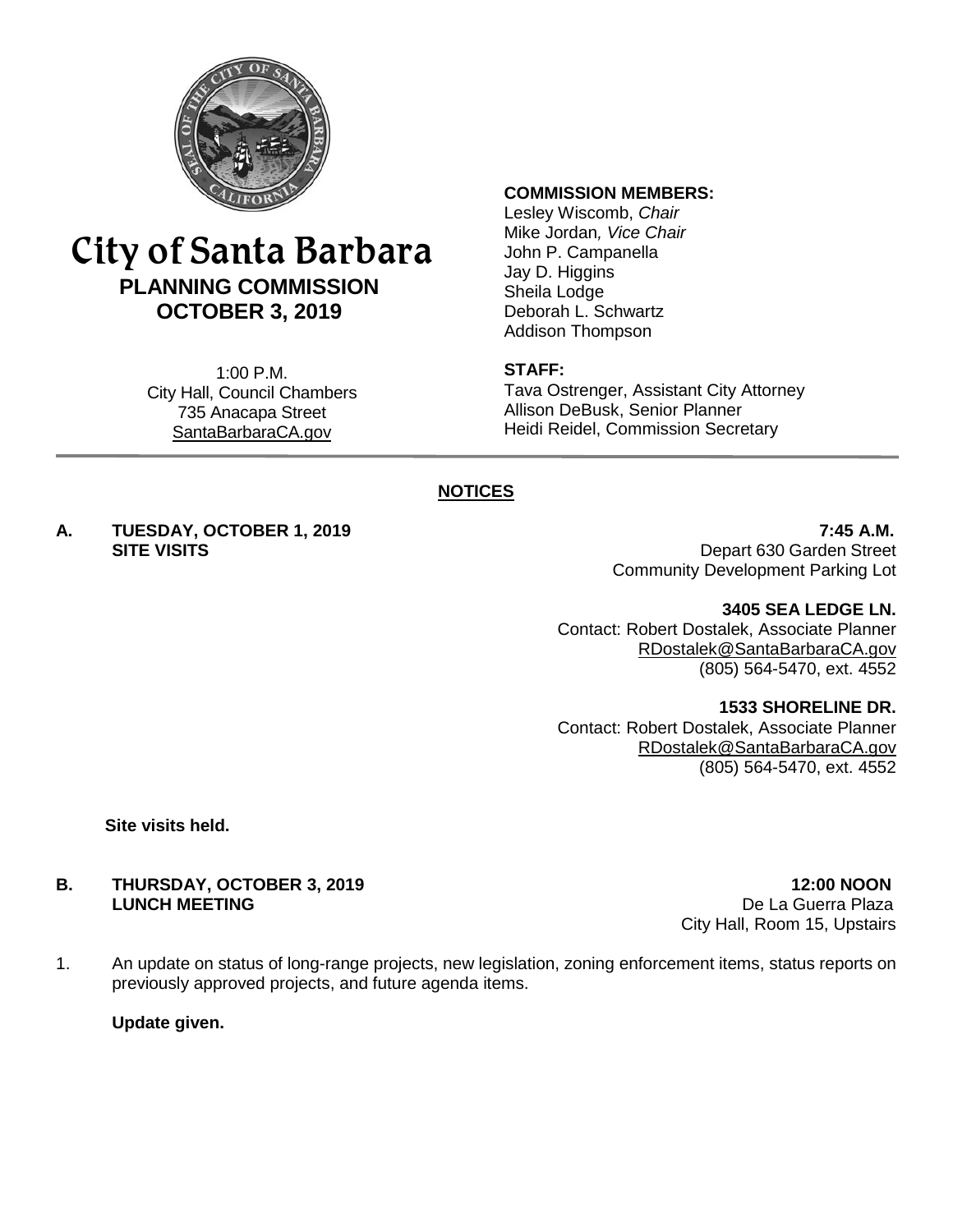# City of Santa Barbara

## PLANNING COMMISSION

## OCTOBER 3, 2019

1:00 P.M.
City Hall, Council Chambers
735 Anacapa Street
SantaBarbaraCA.gov

**COMMISSION MEMBERS:**
Lesley Wiscomb, *Chair*
Mike Jordan*, Vice Chair*
John P. Campanella
Jay D. Higgins
Sheila Lodge
Deborah L. Schwartz
Addison Thompson

**STAFF:**
Tava Ostrenger, Assistant City Attorney
Allison DeBusk, Senior Planner
Heidi Reidel, Commission Secretary

## NOTICES

**A. TUESDAY, OCTOBER 1, 2019** **7:45 A.M.**
**SITE VISITS**
Depart 630 Garden Street
Community Development Parking Lot

**3405 SEA LEDGE LN.**
Contact: Robert Dostalek, Associate Planner
RDostalek@SantaBarbaraCA.gov
(805) 564-5470, ext. 4552

**1533 SHORELINE DR.**
Contact: Robert Dostalek, Associate Planner
RDostalek@SantaBarbaraCA.gov
(805) 564-5470, ext. 4552

**Site visits held.**

**B. THURSDAY, OCTOBER 3, 2019** **12:00 NOON**
**LUNCH MEETING**
De La Guerra Plaza
City Hall, Room 15, Upstairs

1. An update on status of long-range projects, new legislation, zoning enforcement items, status reports on previously approved projects, and future agenda items.

   **Update given.**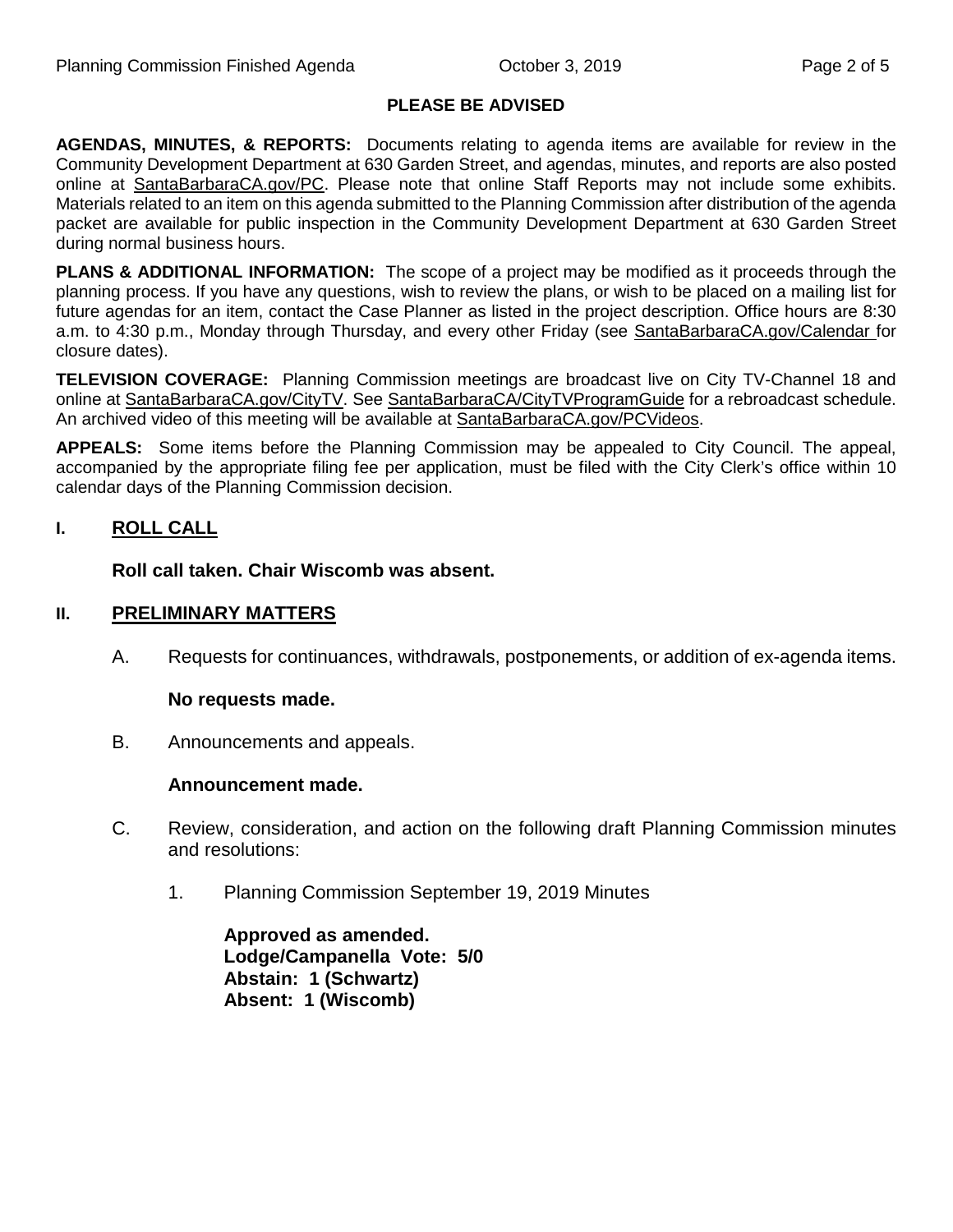**PLEASE BE ADVISED**

**AGENDAS, MINUTES, & REPORTS:** Documents relating to agenda items are available for review in the Community Development Department at 630 Garden Street, and agendas, minutes, and reports are also posted online at SantaBarbaraCA.gov/PC. Please note that online Staff Reports may not include some exhibits. Materials related to an item on this agenda submitted to the Planning Commission after distribution of the agenda packet are available for public inspection in the Community Development Department at 630 Garden Street during normal business hours.

**PLANS & ADDITIONAL INFORMATION:** The scope of a project may be modified as it proceeds through the planning process. If you have any questions, wish to review the plans, or wish to be placed on a mailing list for future agendas for an item, contact the Case Planner as listed in the project description. Office hours are 8:30 a.m. to 4:30 p.m., Monday through Thursday, and every other Friday (see SantaBarbaraCA.gov/Calendar for closure dates).

**TELEVISION COVERAGE:** Planning Commission meetings are broadcast live on City TV-Channel 18 and online at SantaBarbaraCA.gov/CityTV. See SantaBarbaraCA/CityTVProgramGuide for a rebroadcast schedule. An archived video of this meeting will be available at SantaBarbaraCA.gov/PCVideos.

**APPEALS:** Some items before the Planning Commission may be appealed to City Council. The appeal, accompanied by the appropriate filing fee per application, must be filed with the City Clerk's office within 10 calendar days of the Planning Commission decision.

## I. ROLL CALL

**Roll call taken. Chair Wiscomb was absent.**

## II. PRELIMINARY MATTERS

A. Requests for continuances, withdrawals, postponements, or addition of ex-agenda items.

**No requests made.**

B. Announcements and appeals.

**Announcement made.**

C. Review, consideration, and action on the following draft Planning Commission minutes and resolutions:

1. Planning Commission September 19, 2019 Minutes

**Approved as amended.**
**Lodge/Campanella Vote: 5/0**
**Abstain: 1 (Schwartz)**
**Absent: 1 (Wiscomb)**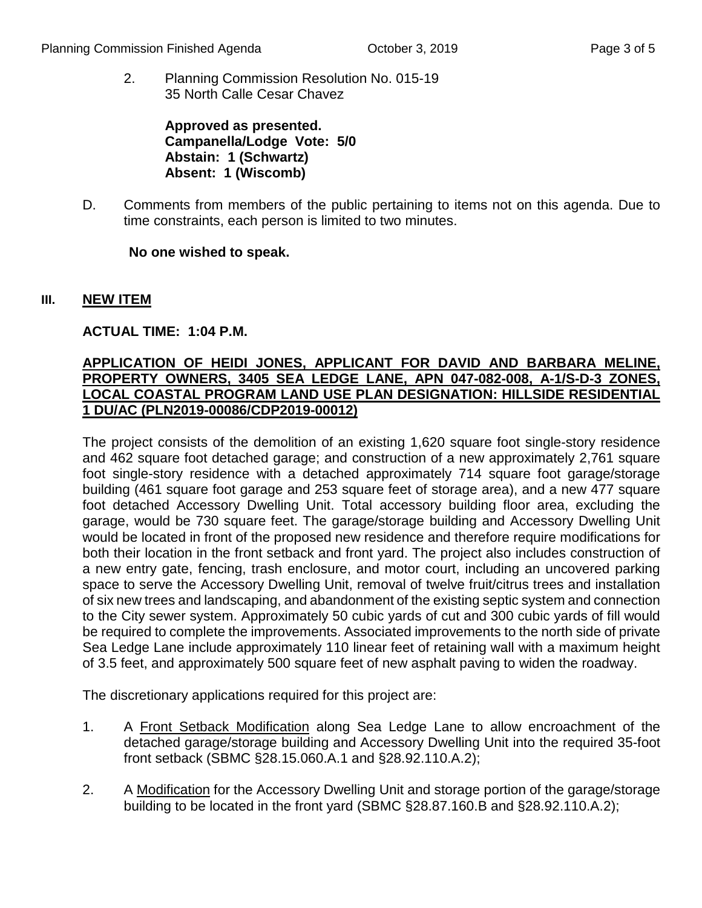2. Planning Commission Resolution No. 015-19
   35 North Calle Cesar Chavez

   **Approved as presented.**
   **Campanella/Lodge Vote: 5/0**
   **Abstain: 1 (Schwartz)**
   **Absent: 1 (Wiscomb)**

D. Comments from members of the public pertaining to items not on this agenda. Due to time constraints, each person is limited to two minutes.

   **No one wished to speak.**

## III. NEW ITEM

**ACTUAL TIME: 1:04 P.M.**

**APPLICATION OF HEIDI JONES, APPLICANT FOR DAVID AND BARBARA MELINE, PROPERTY OWNERS, 3405 SEA LEDGE LANE, APN 047-082-008, A-1/S-D-3 ZONES, LOCAL COASTAL PROGRAM LAND USE PLAN DESIGNATION: HILLSIDE RESIDENTIAL 1 DU/AC (PLN2019-00086/CDP2019-00012)**

The project consists of the demolition of an existing 1,620 square foot single-story residence and 462 square foot detached garage; and construction of a new approximately 2,761 square foot single-story residence with a detached approximately 714 square foot garage/storage building (461 square foot garage and 253 square feet of storage area), and a new 477 square foot detached Accessory Dwelling Unit. Total accessory building floor area, excluding the garage, would be 730 square feet. The garage/storage building and Accessory Dwelling Unit would be located in front of the proposed new residence and therefore require modifications for both their location in the front setback and front yard. The project also includes construction of a new entry gate, fencing, trash enclosure, and motor court, including an uncovered parking space to serve the Accessory Dwelling Unit, removal of twelve fruit/citrus trees and installation of six new trees and landscaping, and abandonment of the existing septic system and connection to the City sewer system. Approximately 50 cubic yards of cut and 300 cubic yards of fill would be required to complete the improvements. Associated improvements to the north side of private Sea Ledge Lane include approximately 110 linear feet of retaining wall with a maximum height of 3.5 feet, and approximately 500 square feet of new asphalt paving to widen the roadway.

The discretionary applications required for this project are:

1. A Front Setback Modification along Sea Ledge Lane to allow encroachment of the detached garage/storage building and Accessory Dwelling Unit into the required 35-foot front setback (SBMC §28.15.060.A.1 and §28.92.110.A.2);

2. A Modification for the Accessory Dwelling Unit and storage portion of the garage/storage building to be located in the front yard (SBMC §28.87.160.B and §28.92.110.A.2);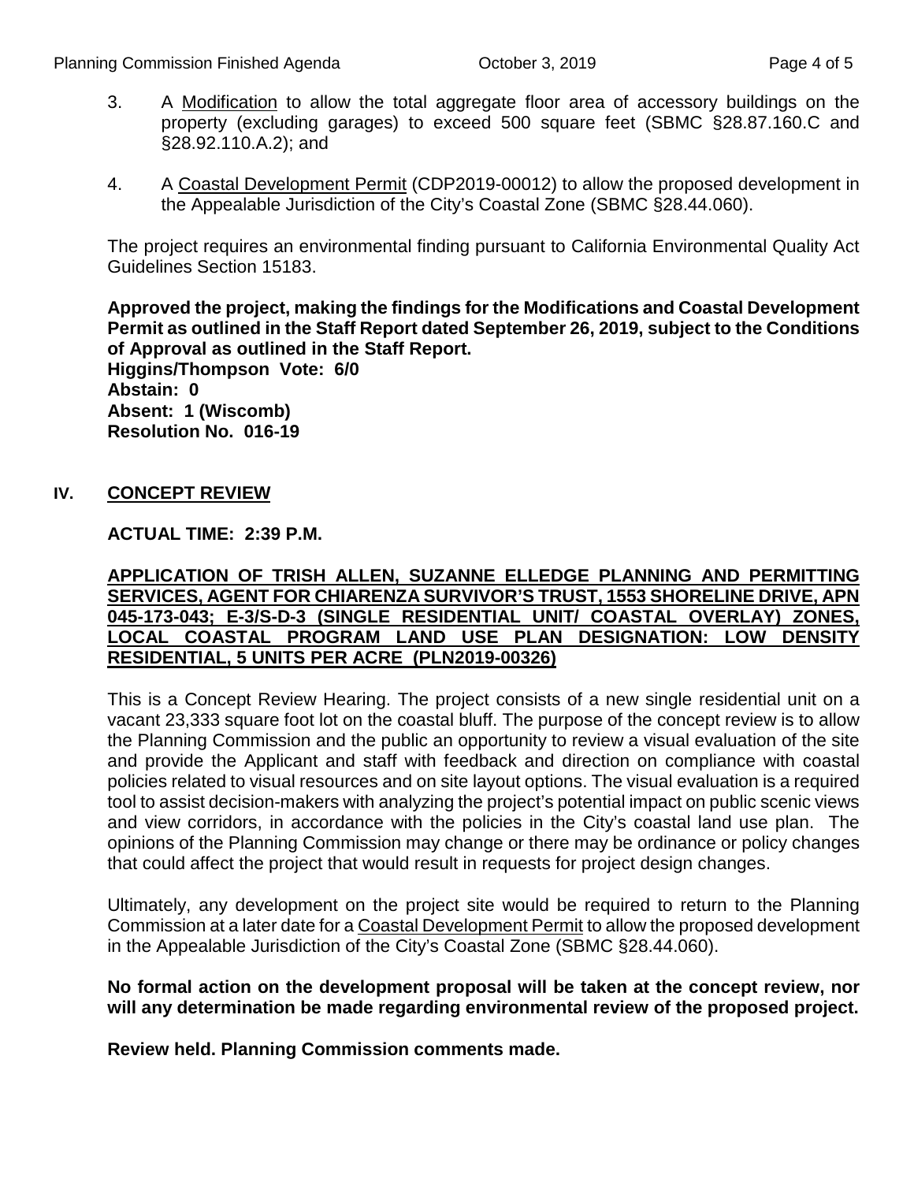3. A Modification to allow the total aggregate floor area of accessory buildings on the property (excluding garages) to exceed 500 square feet (SBMC §28.87.160.C and §28.92.110.A.2); and

4. A Coastal Development Permit (CDP2019-00012) to allow the proposed development in the Appealable Jurisdiction of the City's Coastal Zone (SBMC §28.44.060).

The project requires an environmental finding pursuant to California Environmental Quality Act Guidelines Section 15183.

**Approved the project, making the findings for the Modifications and Coastal Development Permit as outlined in the Staff Report dated September 26, 2019, subject to the Conditions of Approval as outlined in the Staff Report.**
**Higgins/Thompson Vote: 6/0**
**Abstain: 0**
**Absent: 1 (Wiscomb)**
**Resolution No. 016-19**

## IV. CONCEPT REVIEW

**ACTUAL TIME: 2:39 P.M.**

**APPLICATION OF TRISH ALLEN, SUZANNE ELLEDGE PLANNING AND PERMITTING SERVICES, AGENT FOR CHIARENZA SURVIVOR'S TRUST, 1553 SHORELINE DRIVE, APN 045-173-043; E-3/S-D-3 (SINGLE RESIDENTIAL UNIT/ COASTAL OVERLAY) ZONES, LOCAL COASTAL PROGRAM LAND USE PLAN DESIGNATION: LOW DENSITY RESIDENTIAL, 5 UNITS PER ACRE (PLN2019-00326)**

This is a Concept Review Hearing. The project consists of a new single residential unit on a vacant 23,333 square foot lot on the coastal bluff. The purpose of the concept review is to allow the Planning Commission and the public an opportunity to review a visual evaluation of the site and provide the Applicant and staff with feedback and direction on compliance with coastal policies related to visual resources and on site layout options. The visual evaluation is a required tool to assist decision-makers with analyzing the project's potential impact on public scenic views and view corridors, in accordance with the policies in the City's coastal land use plan. The opinions of the Planning Commission may change or there may be ordinance or policy changes that could affect the project that would result in requests for project design changes.

Ultimately, any development on the project site would be required to return to the Planning Commission at a later date for a Coastal Development Permit to allow the proposed development in the Appealable Jurisdiction of the City's Coastal Zone (SBMC §28.44.060).

**No formal action on the development proposal will be taken at the concept review, nor will any determination be made regarding environmental review of the proposed project.**

**Review held. Planning Commission comments made.**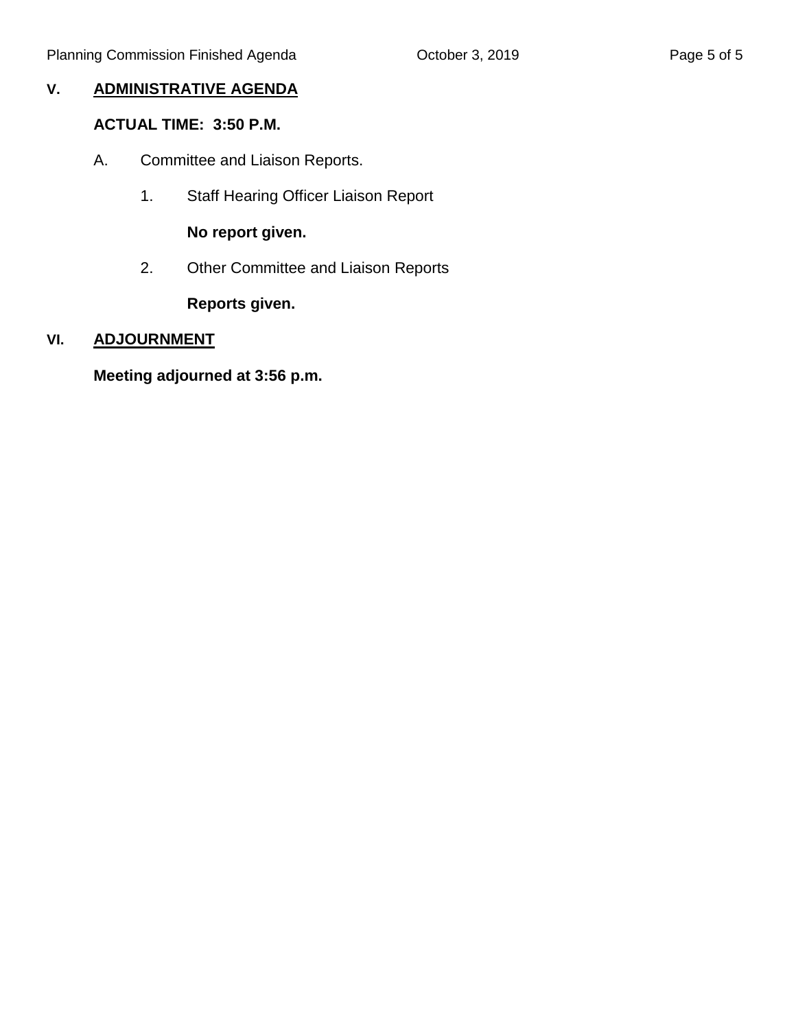## V. ADMINISTRATIVE AGENDA

**ACTUAL TIME: 3:50 P.M.**

A. Committee and Liaison Reports.

1. Staff Hearing Officer Liaison Report

   **No report given.**

2. Other Committee and Liaison Reports

   **Reports given.**

## VI. ADJOURNMENT

**Meeting adjourned at 3:56 p.m.**